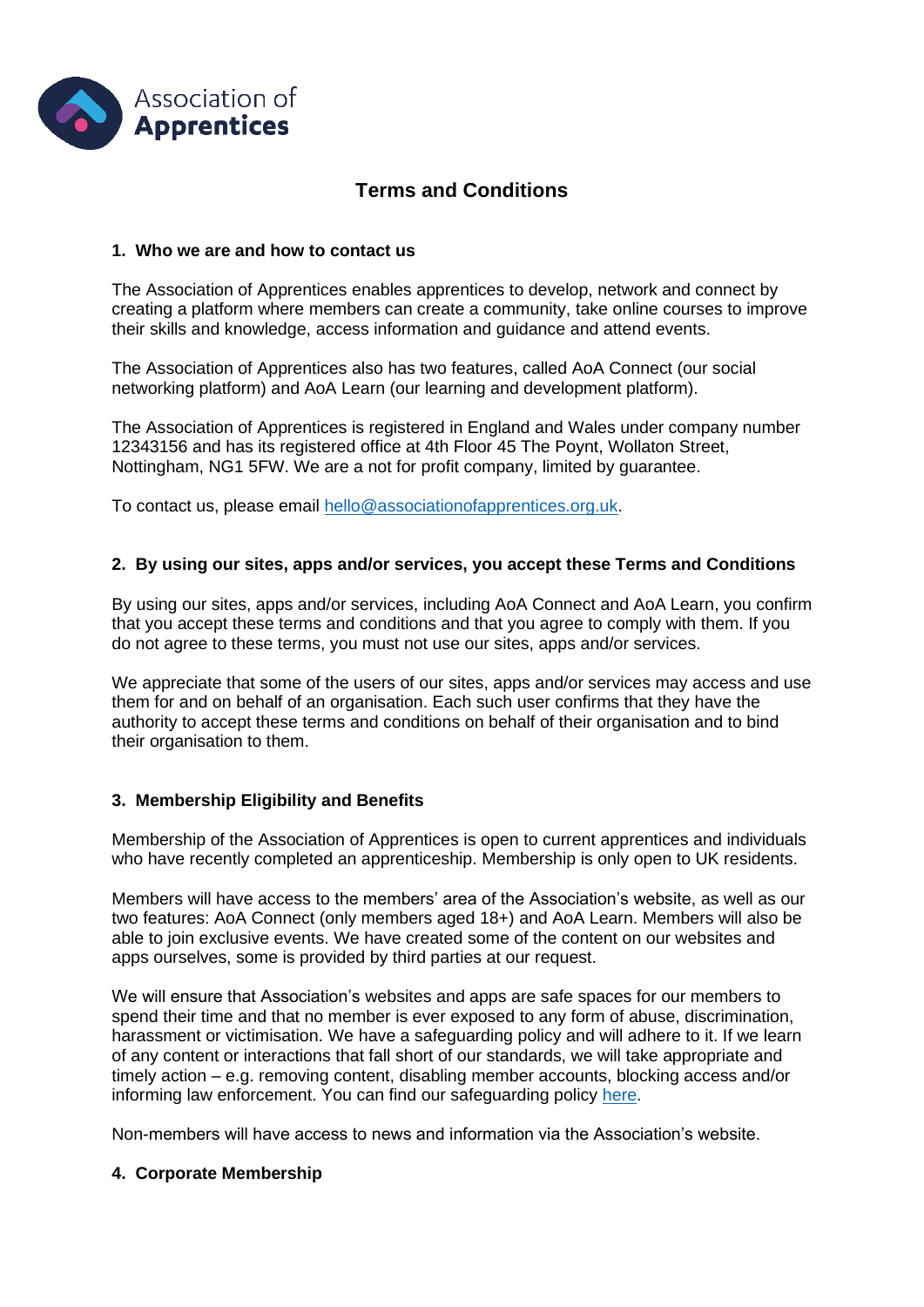Association of **Apprentices**

# Terms and Conditions

## 1. Who we are and how to contact us

The Association of Apprentices enables apprentices to develop, network and connect by creating a platform where members can create a community, take online courses to improve their skills and knowledge, access information and guidance and attend events.

The Association of Apprentices also has two features, called AoA Connect (our social networking platform) and AoA Learn (our learning and development platform).

The Association of Apprentices is registered in England and Wales under company number 12343156 and has its registered office at 4th Floor 45 The Poynt, Wollaton Street, Nottingham, NG1 5FW. We are a not for profit company, limited by guarantee.

To contact us, please email hello@associationofapprentices.org.uk.

## 2. By using our sites, apps and/or services, you accept these Terms and Conditions

By using our sites, apps and/or services, including AoA Connect and AoA Learn, you confirm that you accept these terms and conditions and that you agree to comply with them. If you do not agree to these terms, you must not use our sites, apps and/or services.

We appreciate that some of the users of our sites, apps and/or services may access and use them for and on behalf of an organisation. Each such user confirms that they have the authority to accept these terms and conditions on behalf of their organisation and to bind their organisation to them.

## 3. Membership Eligibility and Benefits

Membership of the Association of Apprentices is open to current apprentices and individuals who have recently completed an apprenticeship. Membership is only open to UK residents.

Members will have access to the members' area of the Association's website, as well as our two features: AoA Connect (only members aged 18+) and AoA Learn. Members will also be able to join exclusive events. We have created some of the content on our websites and apps ourselves, some is provided by third parties at our request.

We will ensure that Association's websites and apps are safe spaces for our members to spend their time and that no member is ever exposed to any form of abuse, discrimination, harassment or victimisation. We have a safeguarding policy and will adhere to it. If we learn of any content or interactions that fall short of our standards, we will take appropriate and timely action – e.g. removing content, disabling member accounts, blocking access and/or informing law enforcement. You can find our safeguarding policy here.

Non-members will have access to news and information via the Association's website.

## 4. Corporate Membership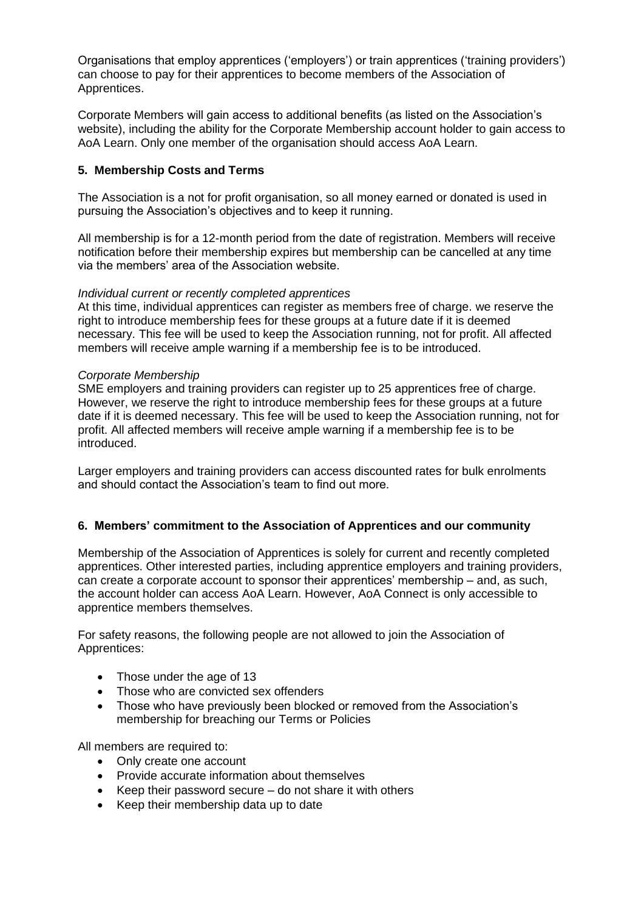Organisations that employ apprentices ('employers') or train apprentices ('training providers') can choose to pay for their apprentices to become members of the Association of Apprentices.

Corporate Members will gain access to additional benefits (as listed on the Association's website), including the ability for the Corporate Membership account holder to gain access to AoA Learn. Only one member of the organisation should access AoA Learn.

## 5. Membership Costs and Terms

The Association is a not for profit organisation, so all money earned or donated is used in pursuing the Association's objectives and to keep it running.

All membership is for a 12-month period from the date of registration. Members will receive notification before their membership expires but membership can be cancelled at any time via the members' area of the Association website.

*Individual current or recently completed apprentices*
At this time, individual apprentices can register as members free of charge. we reserve the right to introduce membership fees for these groups at a future date if it is deemed necessary. This fee will be used to keep the Association running, not for profit. All affected members will receive ample warning if a membership fee is to be introduced.

*Corporate Membership*
SME employers and training providers can register up to 25 apprentices free of charge. However, we reserve the right to introduce membership fees for these groups at a future date if it is deemed necessary. This fee will be used to keep the Association running, not for profit. All affected members will receive ample warning if a membership fee is to be introduced.

Larger employers and training providers can access discounted rates for bulk enrolments and should contact the Association's team to find out more.

## 6. Members' commitment to the Association of Apprentices and our community

Membership of the Association of Apprentices is solely for current and recently completed apprentices. Other interested parties, including apprentice employers and training providers, can create a corporate account to sponsor their apprentices' membership – and, as such, the account holder can access AoA Learn. However, AoA Connect is only accessible to apprentice members themselves.

For safety reasons, the following people are not allowed to join the Association of Apprentices:

- Those under the age of 13
- Those who are convicted sex offenders
- Those who have previously been blocked or removed from the Association's membership for breaching our Terms or Policies

All members are required to:

- Only create one account
- Provide accurate information about themselves
- Keep their password secure – do not share it with others
- Keep their membership data up to date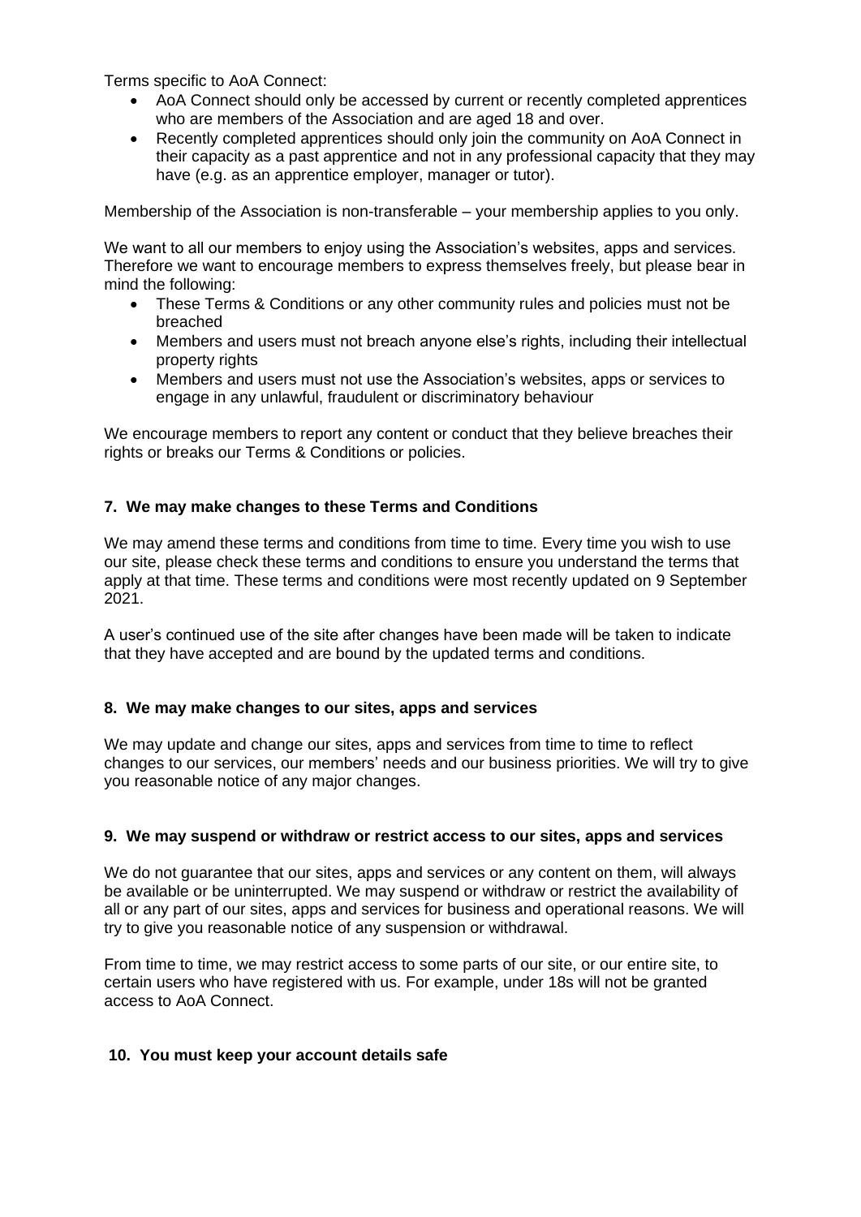Terms specific to AoA Connect:

- AoA Connect should only be accessed by current or recently completed apprentices who are members of the Association and are aged 18 and over.
- Recently completed apprentices should only join the community on AoA Connect in their capacity as a past apprentice and not in any professional capacity that they may have (e.g. as an apprentice employer, manager or tutor).

Membership of the Association is non-transferable – your membership applies to you only.

We want to all our members to enjoy using the Association's websites, apps and services. Therefore we want to encourage members to express themselves freely, but please bear in mind the following:

- These Terms & Conditions or any other community rules and policies must not be breached
- Members and users must not breach anyone else's rights, including their intellectual property rights
- Members and users must not use the Association's websites, apps or services to engage in any unlawful, fraudulent or discriminatory behaviour

We encourage members to report any content or conduct that they believe breaches their rights or breaks our Terms & Conditions or policies.

**7. We may make changes to these Terms and Conditions**

We may amend these terms and conditions from time to time. Every time you wish to use our site, please check these terms and conditions to ensure you understand the terms that apply at that time. These terms and conditions were most recently updated on 9 September 2021.

A user's continued use of the site after changes have been made will be taken to indicate that they have accepted and are bound by the updated terms and conditions.

**8. We may make changes to our sites, apps and services**

We may update and change our sites, apps and services from time to time to reflect changes to our services, our members' needs and our business priorities. We will try to give you reasonable notice of any major changes.

**9. We may suspend or withdraw or restrict access to our sites, apps and services**

We do not guarantee that our sites, apps and services or any content on them, will always be available or be uninterrupted. We may suspend or withdraw or restrict the availability of all or any part of our sites, apps and services for business and operational reasons. We will try to give you reasonable notice of any suspension or withdrawal.

From time to time, we may restrict access to some parts of our site, or our entire site, to certain users who have registered with us. For example, under 18s will not be granted access to AoA Connect.

**10. You must keep your account details safe**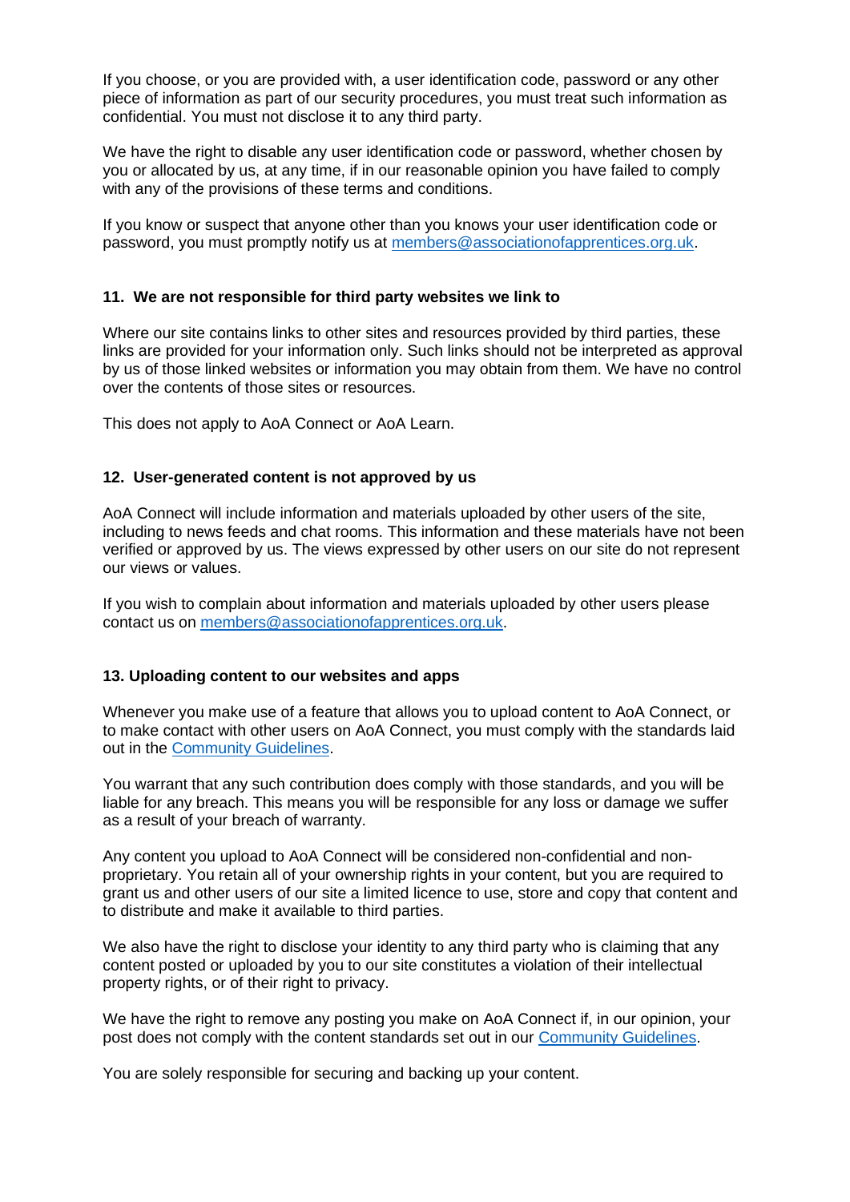If you choose, or you are provided with, a user identification code, password or any other piece of information as part of our security procedures, you must treat such information as confidential. You must not disclose it to any third party.

We have the right to disable any user identification code or password, whether chosen by you or allocated by us, at any time, if in our reasonable opinion you have failed to comply with any of the provisions of these terms and conditions.

If you know or suspect that anyone other than you knows your user identification code or password, you must promptly notify us at [members@associationofapprentices.org.uk](mailto:members@associationofapprentices.org.uk).

## 11. We are not responsible for third party websites we link to

Where our site contains links to other sites and resources provided by third parties, these links are provided for your information only. Such links should not be interpreted as approval by us of those linked websites or information you may obtain from them. We have no control over the contents of those sites or resources.

This does not apply to AoA Connect or AoA Learn.

## 12. User-generated content is not approved by us

AoA Connect will include information and materials uploaded by other users of the site, including to news feeds and chat rooms. This information and these materials have not been verified or approved by us. The views expressed by other users on our site do not represent our views or values.

If you wish to complain about information and materials uploaded by other users please contact us on [members@associationofapprentices.org.uk](mailto:members@associationofapprentices.org.uk).

## 13. Uploading content to our websites and apps

Whenever you make use of a feature that allows you to upload content to AoA Connect, or to make contact with other users on AoA Connect, you must comply with the standards laid out in the Community Guidelines.

You warrant that any such contribution does comply with those standards, and you will be liable for any breach. This means you will be responsible for any loss or damage we suffer as a result of your breach of warranty.

Any content you upload to AoA Connect will be considered non-confidential and non-proprietary. You retain all of your ownership rights in your content, but you are required to grant us and other users of our site a limited licence to use, store and copy that content and to distribute and make it available to third parties.

We also have the right to disclose your identity to any third party who is claiming that any content posted or uploaded by you to our site constitutes a violation of their intellectual property rights, or of their right to privacy.

We have the right to remove any posting you make on AoA Connect if, in our opinion, your post does not comply with the content standards set out in our Community Guidelines.

You are solely responsible for securing and backing up your content.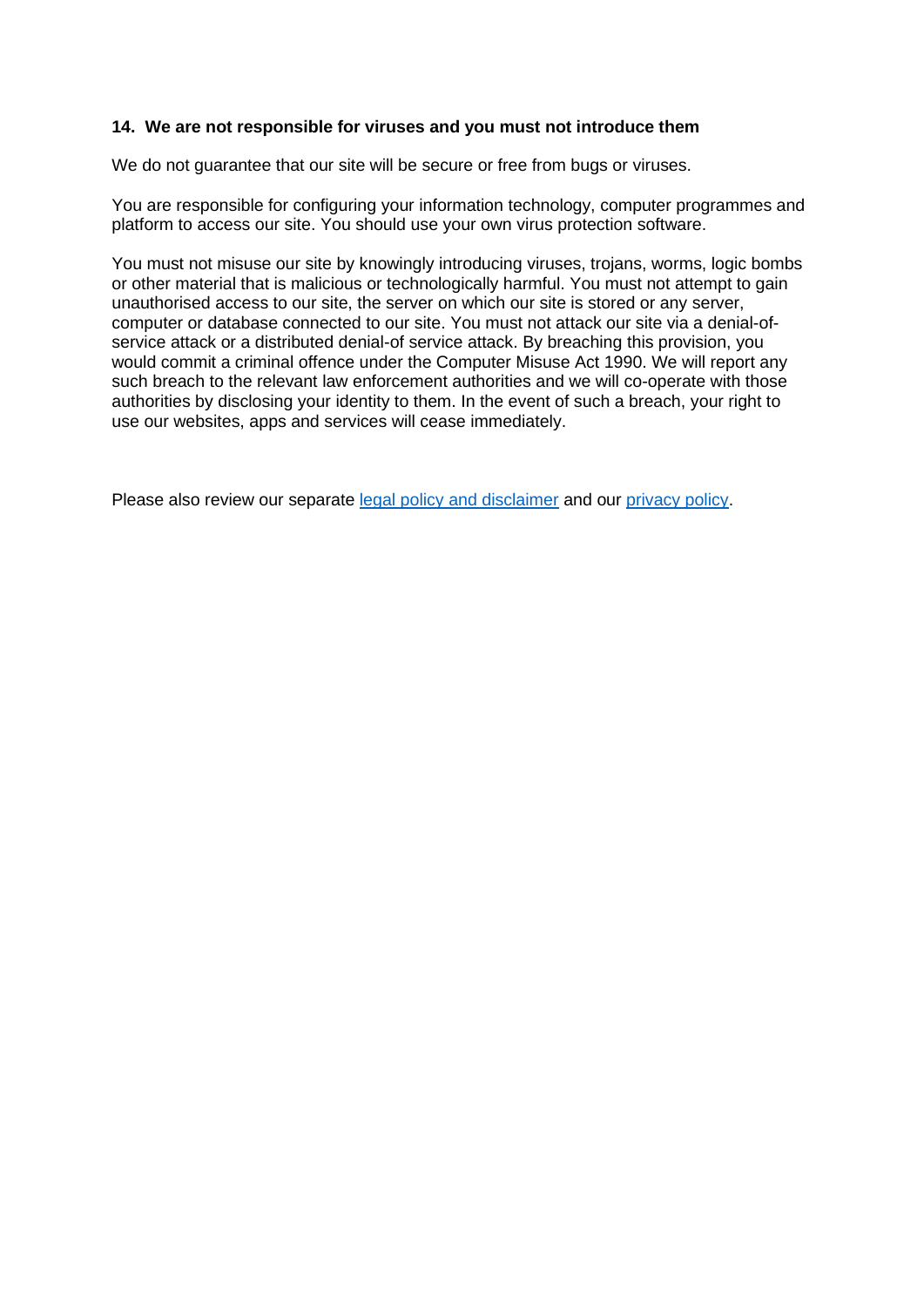**14. We are not responsible for viruses and you must not introduce them**

We do not guarantee that our site will be secure or free from bugs or viruses.

You are responsible for configuring your information technology, computer programmes and platform to access our site. You should use your own virus protection software.

You must not misuse our site by knowingly introducing viruses, trojans, worms, logic bombs or other material that is malicious or technologically harmful. You must not attempt to gain unauthorised access to our site, the server on which our site is stored or any server, computer or database connected to our site. You must not attack our site via a denial-of-service attack or a distributed denial-of service attack. By breaching this provision, you would commit a criminal offence under the Computer Misuse Act 1990. We will report any such breach to the relevant law enforcement authorities and we will co-operate with those authorities by disclosing your identity to them. In the event of such a breach, your right to use our websites, apps and services will cease immediately.

Please also review our separate legal policy and disclaimer and our privacy policy.